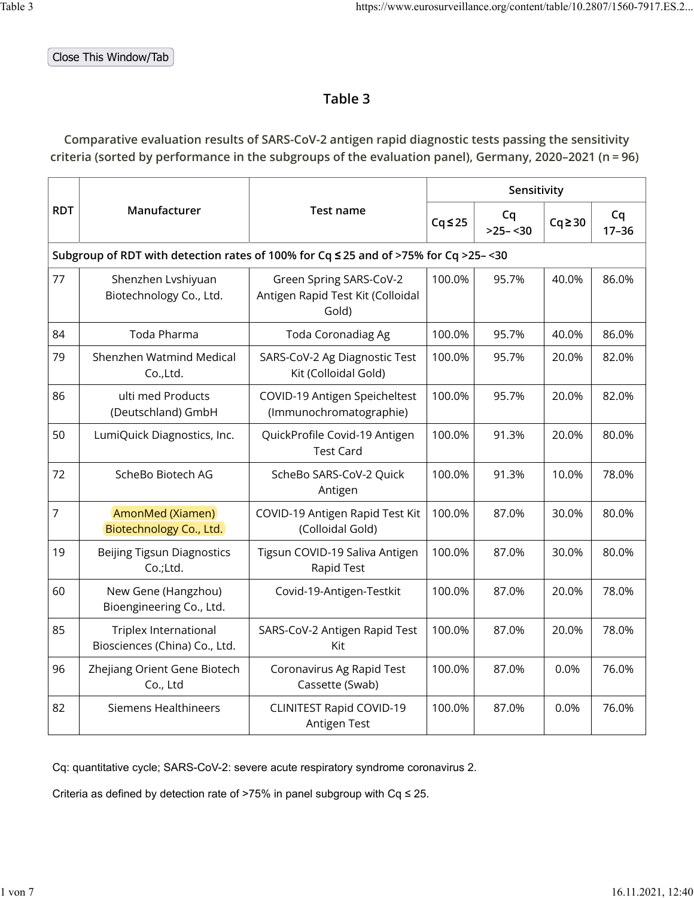# Table 3

## Comparative evaluation results of SARS-CoV-2 antigen rapid diagnostic tests passing the sensitivity criteria (sorted by performance in the subgroups of the evaluation panel), Germany, 2020–2021 (n = 96)

| RDT | Manufacturer | Test name | Sensitivity | | | |
|---|---|---|---|---|---|---|
| | | | Cq ≤ 25 | Cq >25– <30 | Cq ≥ 30 | Cq 17–36 |
| Subgroup of RDT with detection rates of 100% for Cq ≤ 25 and of >75% for Cq >25– <30 | | | | | | |
| 77 | Shenzhen Lvshiyuan Biotechnology Co., Ltd. | Green Spring SARS-CoV-2 Antigen Rapid Test Kit (Colloidal Gold) | 100.0% | 95.7% | 40.0% | 86.0% |
| 84 | Toda Pharma | Toda Coronadiag Ag | 100.0% | 95.7% | 40.0% | 86.0% |
| 79 | Shenzhen Watmind Medical Co.,Ltd. | SARS-CoV-2 Ag Diagnostic Test Kit (Colloidal Gold) | 100.0% | 95.7% | 20.0% | 82.0% |
| 86 | ulti med Products (Deutschland) GmbH | COVID-19 Antigen Speicheltest (Immunochromatographie) | 100.0% | 95.7% | 20.0% | 82.0% |
| 50 | LumiQuick Diagnostics, Inc. | QuickProfile Covid-19 Antigen Test Card | 100.0% | 91.3% | 20.0% | 80.0% |
| 72 | ScheBo Biotech AG | ScheBo SARS-CoV-2 Quick Antigen | 100.0% | 91.3% | 10.0% | 78.0% |
| 7 | AmonMed (Xiamen) Biotechnology Co., Ltd. | COVID-19 Antigen Rapid Test Kit (Colloidal Gold) | 100.0% | 87.0% | 30.0% | 80.0% |
| 19 | Beijing Tigsun Diagnostics Co.;Ltd. | Tigsun COVID-19 Saliva Antigen Rapid Test | 100.0% | 87.0% | 30.0% | 80.0% |
| 60 | New Gene (Hangzhou) Bioengineering Co., Ltd. | Covid-19-Antigen-Testkit | 100.0% | 87.0% | 20.0% | 78.0% |
| 85 | Triplex International Biosciences (China) Co., Ltd. | SARS-CoV-2 Antigen Rapid Test Kit | 100.0% | 87.0% | 20.0% | 78.0% |
| 96 | Zhejiang Orient Gene Biotech Co., Ltd | Coronavirus Ag Rapid Test Cassette (Swab) | 100.0% | 87.0% | 0.0% | 76.0% |
| 82 | Siemens Healthineers | CLINITEST Rapid COVID-19 Antigen Test | 100.0% | 87.0% | 0.0% | 76.0% |

Cq: quantitative cycle; SARS-CoV-2: severe acute respiratory syndrome coronavirus 2.

Criteria as defined by detection rate of >75% in panel subgroup with Cq ≤ 25.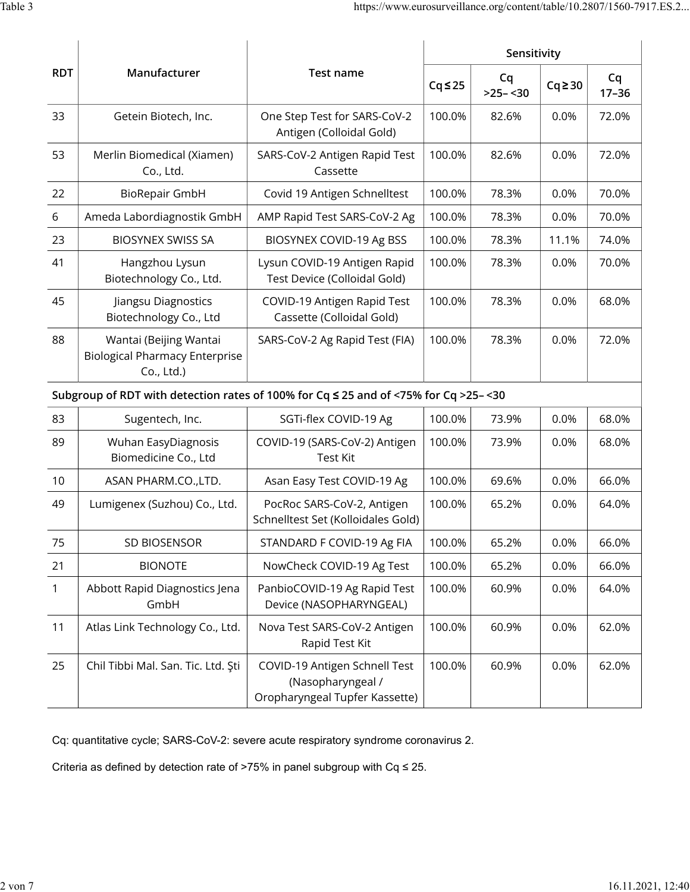| RDT | Manufacturer | Test name | Sensitivity | | | |
|---|---|---|---|---|---|---|
| | | | Cq ≤ 25 | Cq >25– <30 | Cq ≥ 30 | Cq 17–36 |
| 33 | Getein Biotech, Inc. | One Step Test for SARS-CoV-2 Antigen (Colloidal Gold) | 100.0% | 82.6% | 0.0% | 72.0% |
| 53 | Merlin Biomedical (Xiamen) Co., Ltd. | SARS-CoV-2 Antigen Rapid Test Cassette | 100.0% | 82.6% | 0.0% | 72.0% |
| 22 | BioRepair GmbH | Covid 19 Antigen Schnelltest | 100.0% | 78.3% | 0.0% | 70.0% |
| 6 | Ameda Labordiagnostik GmbH | AMP Rapid Test SARS-CoV-2 Ag | 100.0% | 78.3% | 0.0% | 70.0% |
| 23 | BIOSYNEX SWISS SA | BIOSYNEX COVID-19 Ag BSS | 100.0% | 78.3% | 11.1% | 74.0% |
| 41 | Hangzhou Lysun Biotechnology Co., Ltd. | Lysun COVID-19 Antigen Rapid Test Device (Colloidal Gold) | 100.0% | 78.3% | 0.0% | 70.0% |
| 45 | Jiangsu Diagnostics Biotechnology Co., Ltd | COVID-19 Antigen Rapid Test Cassette (Colloidal Gold) | 100.0% | 78.3% | 0.0% | 68.0% |
| 88 | Wantai (Beijing Wantai Biological Pharmacy Enterprise Co., Ltd.) | SARS-CoV-2 Ag Rapid Test (FIA) | 100.0% | 78.3% | 0.0% | 72.0% |
| **Subgroup of RDT with detection rates of 100% for Cq ≤ 25 and of <75% for Cq >25– <30** | | | | | | |
| 83 | Sugentech, Inc. | SGTi-flex COVID-19 Ag | 100.0% | 73.9% | 0.0% | 68.0% |
| 89 | Wuhan EasyDiagnosis Biomedicine Co., Ltd | COVID-19 (SARS-CoV-2) Antigen Test Kit | 100.0% | 73.9% | 0.0% | 68.0% |
| 10 | ASAN PHARM.CO.,LTD. | Asan Easy Test COVID-19 Ag | 100.0% | 69.6% | 0.0% | 66.0% |
| 49 | Lumigenex (Suzhou) Co., Ltd. | PocRoc SARS-CoV-2, Antigen Schnelltest Set (Kolloidales Gold) | 100.0% | 65.2% | 0.0% | 64.0% |
| 75 | SD BIOSENSOR | STANDARD F COVID-19 Ag FIA | 100.0% | 65.2% | 0.0% | 66.0% |
| 21 | BIONOTE | NowCheck COVID-19 Ag Test | 100.0% | 65.2% | 0.0% | 66.0% |
| 1 | Abbott Rapid Diagnostics Jena GmbH | PanbioCOVID-19 Ag Rapid Test Device (NASOPHARYNGEAL) | 100.0% | 60.9% | 0.0% | 64.0% |
| 11 | Atlas Link Technology Co., Ltd. | Nova Test SARS-CoV-2 Antigen Rapid Test Kit | 100.0% | 60.9% | 0.0% | 62.0% |
| 25 | Chil Tibbi Mal. San. Tic. Ltd. Şti | COVID-19 Antigen Schnell Test (Nasopharyngeal / Oropharyngeal Tupfer Kassette) | 100.0% | 60.9% | 0.0% | 62.0% |

Cq: quantitative cycle; SARS-CoV-2: severe acute respiratory syndrome coronavirus 2.

Criteria as defined by detection rate of >75% in panel subgroup with Cq ≤ 25.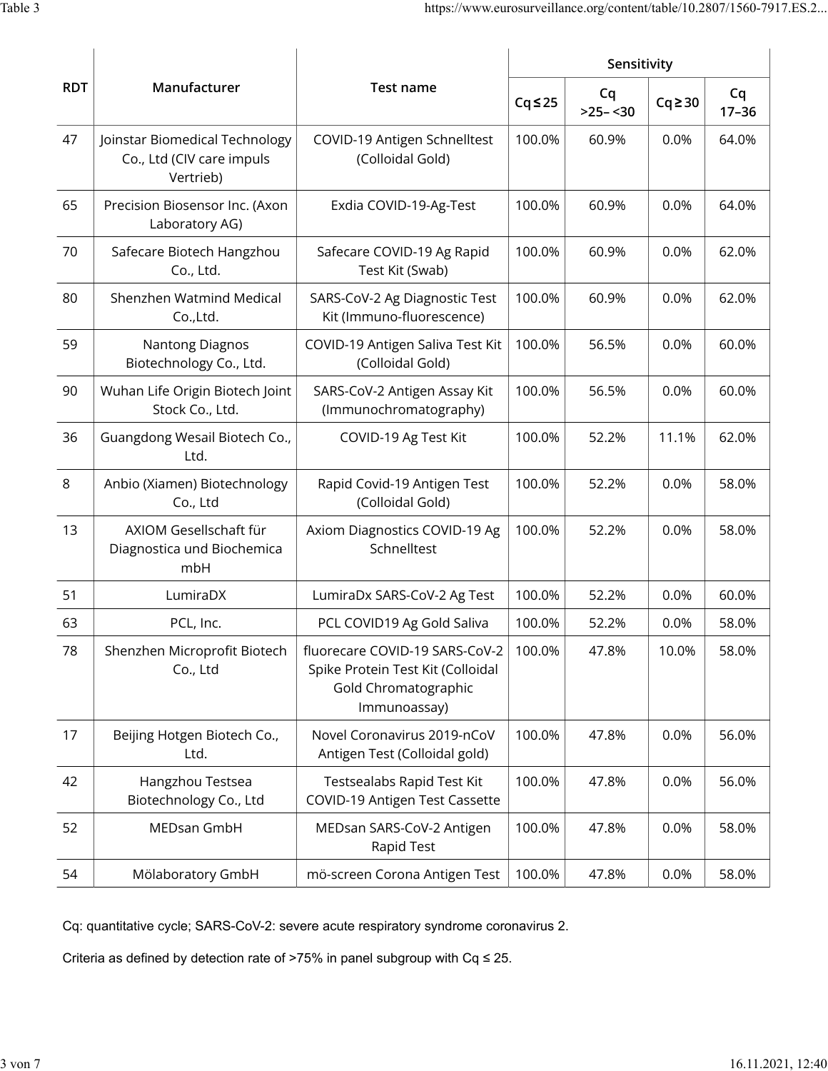| RDT | Manufacturer | Test name | Sensitivity | | | |
|---|---|---|---|---|---|---|
| | | | Cq ≤ 25 | Cq >25– <30 | Cq ≥ 30 | Cq 17–36 |
| 47 | Joinstar Biomedical Technology Co., Ltd (CIV care impuls Vertrieb) | COVID-19 Antigen Schnelltest (Colloidal Gold) | 100.0% | 60.9% | 0.0% | 64.0% |
| 65 | Precision Biosensor Inc. (Axon Laboratory AG) | Exdia COVID-19-Ag-Test | 100.0% | 60.9% | 0.0% | 64.0% |
| 70 | Safecare Biotech Hangzhou Co., Ltd. | Safecare COVID-19 Ag Rapid Test Kit (Swab) | 100.0% | 60.9% | 0.0% | 62.0% |
| 80 | Shenzhen Watmind Medical Co.,Ltd. | SARS-CoV-2 Ag Diagnostic Test Kit (Immuno-fluorescence) | 100.0% | 60.9% | 0.0% | 62.0% |
| 59 | Nantong Diagnos Biotechnology Co., Ltd. | COVID-19 Antigen Saliva Test Kit (Colloidal Gold) | 100.0% | 56.5% | 0.0% | 60.0% |
| 90 | Wuhan Life Origin Biotech Joint Stock Co., Ltd. | SARS-CoV-2 Antigen Assay Kit (Immunochromatography) | 100.0% | 56.5% | 0.0% | 60.0% |
| 36 | Guangdong Wesail Biotech Co., Ltd. | COVID-19 Ag Test Kit | 100.0% | 52.2% | 11.1% | 62.0% |
| 8 | Anbio (Xiamen) Biotechnology Co., Ltd | Rapid Covid-19 Antigen Test (Colloidal Gold) | 100.0% | 52.2% | 0.0% | 58.0% |
| 13 | AXIOM Gesellschaft für Diagnostica und Biochemica mbH | Axiom Diagnostics COVID-19 Ag Schnelltest | 100.0% | 52.2% | 0.0% | 58.0% |
| 51 | LumiraDX | LumiraDx SARS-CoV-2 Ag Test | 100.0% | 52.2% | 0.0% | 60.0% |
| 63 | PCL, Inc. | PCL COVID19 Ag Gold Saliva | 100.0% | 52.2% | 0.0% | 58.0% |
| 78 | Shenzhen Microprofit Biotech Co., Ltd | fluorecare COVID-19 SARS-CoV-2 Spike Protein Test Kit (Colloidal Gold Chromatographic Immunoassay) | 100.0% | 47.8% | 10.0% | 58.0% |
| 17 | Beijing Hotgen Biotech Co., Ltd. | Novel Coronavirus 2019-nCoV Antigen Test (Colloidal gold) | 100.0% | 47.8% | 0.0% | 56.0% |
| 42 | Hangzhou Testsea Biotechnology Co., Ltd | Testsealabs Rapid Test Kit COVID-19 Antigen Test Cassette | 100.0% | 47.8% | 0.0% | 56.0% |
| 52 | MEDsan GmbH | MEDsan SARS-CoV-2 Antigen Rapid Test | 100.0% | 47.8% | 0.0% | 58.0% |
| 54 | Mölaboratory GmbH | mö-screen Corona Antigen Test | 100.0% | 47.8% | 0.0% | 58.0% |

Cq: quantitative cycle; SARS-CoV-2: severe acute respiratory syndrome coronavirus 2.

Criteria as defined by detection rate of >75% in panel subgroup with Cq ≤ 25.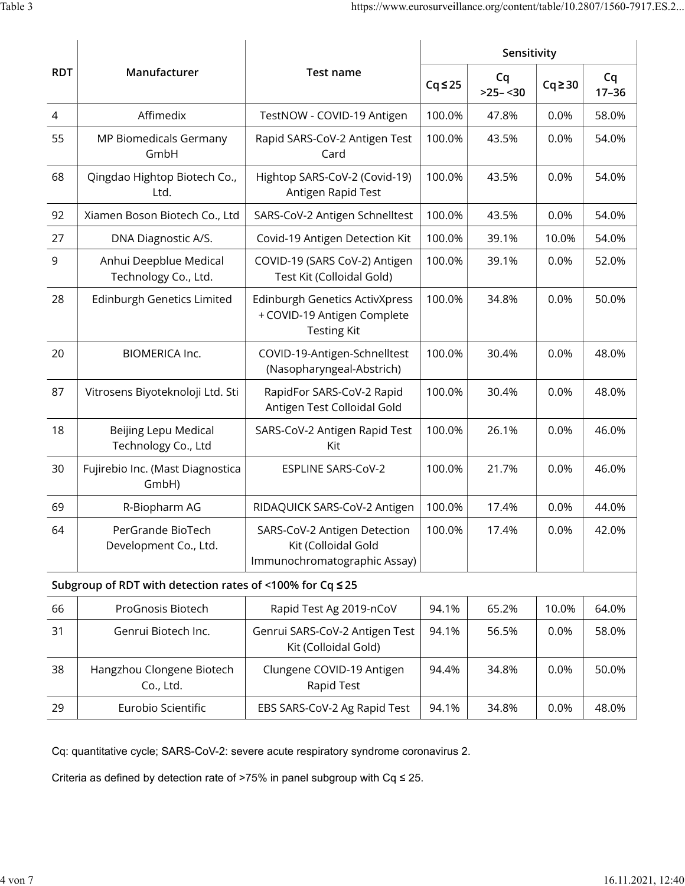| RDT | Manufacturer | Test name | Sensitivity | | | |
|---|---|---|---|---|---|---|
| | | | Cq ≤ 25 | Cq >25– <30 | Cq ≥ 30 | Cq 17–36 |
| 4 | Affimedix | TestNOW - COVID-19 Antigen | 100.0% | 47.8% | 0.0% | 58.0% |
| 55 | MP Biomedicals Germany GmbH | Rapid SARS-CoV-2 Antigen Test Card | 100.0% | 43.5% | 0.0% | 54.0% |
| 68 | Qingdao Hightop Biotech Co., Ltd. | Hightop SARS-CoV-2 (Covid-19) Antigen Rapid Test | 100.0% | 43.5% | 0.0% | 54.0% |
| 92 | Xiamen Boson Biotech Co., Ltd | SARS-CoV-2 Antigen Schnelltest | 100.0% | 43.5% | 0.0% | 54.0% |
| 27 | DNA Diagnostic A/S. | Covid-19 Antigen Detection Kit | 100.0% | 39.1% | 10.0% | 54.0% |
| 9 | Anhui Deepblue Medical Technology Co., Ltd. | COVID-19 (SARS CoV-2) Antigen Test Kit (Colloidal Gold) | 100.0% | 39.1% | 0.0% | 52.0% |
| 28 | Edinburgh Genetics Limited | Edinburgh Genetics ActivXpress + COVID-19 Antigen Complete Testing Kit | 100.0% | 34.8% | 0.0% | 50.0% |
| 20 | BIOMERICA Inc. | COVID-19-Antigen-Schnelltest (Nasopharyngeal-Abstrich) | 100.0% | 30.4% | 0.0% | 48.0% |
| 87 | Vitrosens Biyoteknoloji Ltd. Sti | RapidFor SARS-CoV-2 Rapid Antigen Test Colloidal Gold | 100.0% | 30.4% | 0.0% | 48.0% |
| 18 | Beijing Lepu Medical Technology Co., Ltd | SARS-CoV-2 Antigen Rapid Test Kit | 100.0% | 26.1% | 0.0% | 46.0% |
| 30 | Fujirebio Inc. (Mast Diagnostica GmbH) | ESPLINE SARS-CoV-2 | 100.0% | 21.7% | 0.0% | 46.0% |
| 69 | R-Biopharm AG | RIDAQUICK SARS-CoV-2 Antigen | 100.0% | 17.4% | 0.0% | 44.0% |
| 64 | PerGrande BioTech Development Co., Ltd. | SARS-CoV-2 Antigen Detection Kit (Colloidal Gold Immunochromatographic Assay) | 100.0% | 17.4% | 0.0% | 42.0% |
| **Subgroup of RDT with detection rates of <100% for Cq ≤ 25** | | | | | | |
| 66 | ProGnosis Biotech | Rapid Test Ag 2019-nCoV | 94.1% | 65.2% | 10.0% | 64.0% |
| 31 | Genrui Biotech Inc. | Genrui SARS-CoV-2 Antigen Test Kit (Colloidal Gold) | 94.1% | 56.5% | 0.0% | 58.0% |
| 38 | Hangzhou Clongene Biotech Co., Ltd. | Clungene COVID-19 Antigen Rapid Test | 94.4% | 34.8% | 0.0% | 50.0% |
| 29 | Eurobio Scientific | EBS SARS-CoV-2 Ag Rapid Test | 94.1% | 34.8% | 0.0% | 48.0% |

Cq: quantitative cycle; SARS-CoV-2: severe acute respiratory syndrome coronavirus 2.

Criteria as defined by detection rate of >75% in panel subgroup with Cq ≤ 25.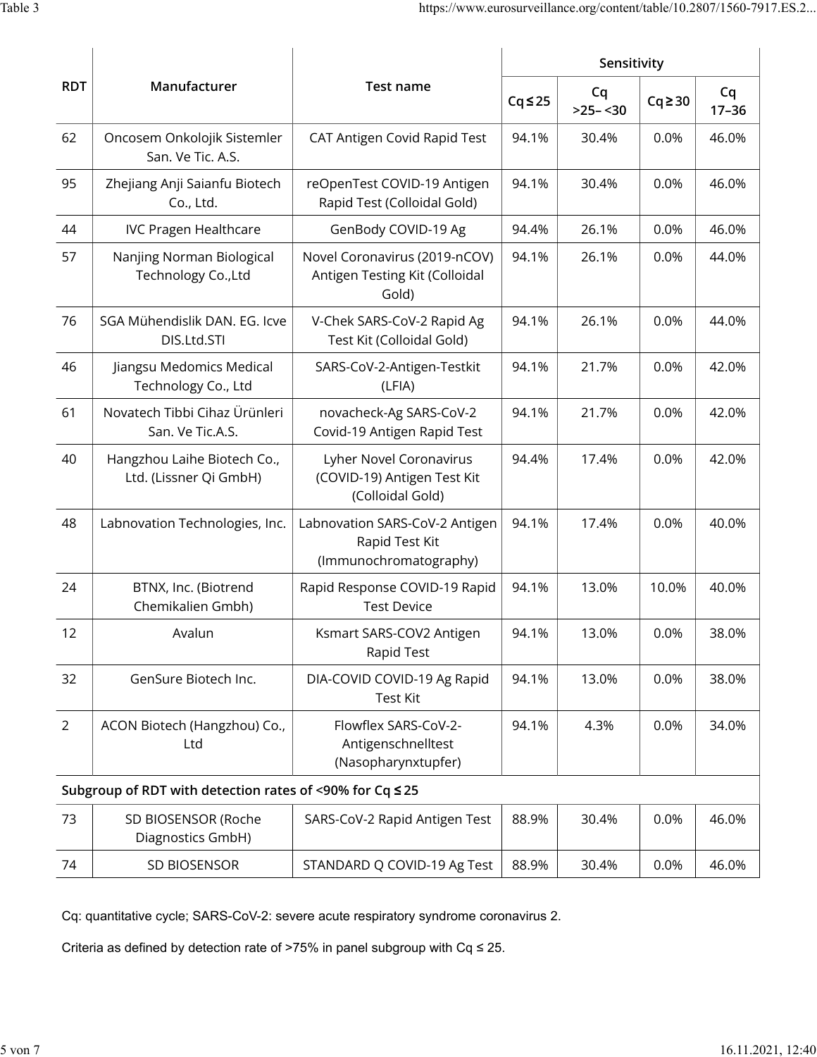| RDT | Manufacturer | Test name | Sensitivity | | | |
|---|---|---|---|---|---|---|
| | | | Cq ≤ 25 | Cq >25– <30 | Cq ≥ 30 | Cq 17–36 |
| 62 | Oncosem Onkolojik Sistemler San. Ve Tic. A.S. | CAT Antigen Covid Rapid Test | 94.1% | 30.4% | 0.0% | 46.0% |
| 95 | Zhejiang Anji Saianfu Biotech Co., Ltd. | reOpenTest COVID-19 Antigen Rapid Test (Colloidal Gold) | 94.1% | 30.4% | 0.0% | 46.0% |
| 44 | IVC Pragen Healthcare | GenBody COVID-19 Ag | 94.4% | 26.1% | 0.0% | 46.0% |
| 57 | Nanjing Norman Biological Technology Co.,Ltd | Novel Coronavirus (2019-nCOV) Antigen Testing Kit (Colloidal Gold) | 94.1% | 26.1% | 0.0% | 44.0% |
| 76 | SGA Mühendislik DAN. EG. Icve DIS.Ltd.STI | V-Chek SARS-CoV-2 Rapid Ag Test Kit (Colloidal Gold) | 94.1% | 26.1% | 0.0% | 44.0% |
| 46 | Jiangsu Medomics Medical Technology Co., Ltd | SARS-CoV-2-Antigen-Testkit (LFIA) | 94.1% | 21.7% | 0.0% | 42.0% |
| 61 | Novatech Tibbi Cihaz Ürünleri San. Ve Tic.A.S. | novacheck-Ag SARS-CoV-2 Covid-19 Antigen Rapid Test | 94.1% | 21.7% | 0.0% | 42.0% |
| 40 | Hangzhou Laihe Biotech Co., Ltd. (Lissner Qi GmbH) | Lyher Novel Coronavirus (COVID-19) Antigen Test Kit (Colloidal Gold) | 94.4% | 17.4% | 0.0% | 42.0% |
| 48 | Labnovation Technologies, Inc. | Labnovation SARS-CoV-2 Antigen Rapid Test Kit (Immunochromatography) | 94.1% | 17.4% | 0.0% | 40.0% |
| 24 | BTNX, Inc. (Biotrend Chemikalien Gmbh) | Rapid Response COVID-19 Rapid Test Device | 94.1% | 13.0% | 10.0% | 40.0% |
| 12 | Avalun | Ksmart SARS-COV2 Antigen Rapid Test | 94.1% | 13.0% | 0.0% | 38.0% |
| 32 | GenSure Biotech Inc. | DIA-COVID COVID-19 Ag Rapid Test Kit | 94.1% | 13.0% | 0.0% | 38.0% |
| 2 | ACON Biotech (Hangzhou) Co., Ltd | Flowflex SARS-CoV-2-Antigenschnelltest (Nasopharynxtupfer) | 94.1% | 4.3% | 0.0% | 34.0% |
| **Subgroup of RDT with detection rates of <90% for Cq ≤ 25** | | | | | | |
| 73 | SD BIOSENSOR (Roche Diagnostics GmbH) | SARS-CoV-2 Rapid Antigen Test | 88.9% | 30.4% | 0.0% | 46.0% |
| 74 | SD BIOSENSOR | STANDARD Q COVID-19 Ag Test | 88.9% | 30.4% | 0.0% | 46.0% |

Cq: quantitative cycle; SARS-CoV-2: severe acute respiratory syndrome coronavirus 2.

Criteria as defined by detection rate of >75% in panel subgroup with Cq ≤ 25.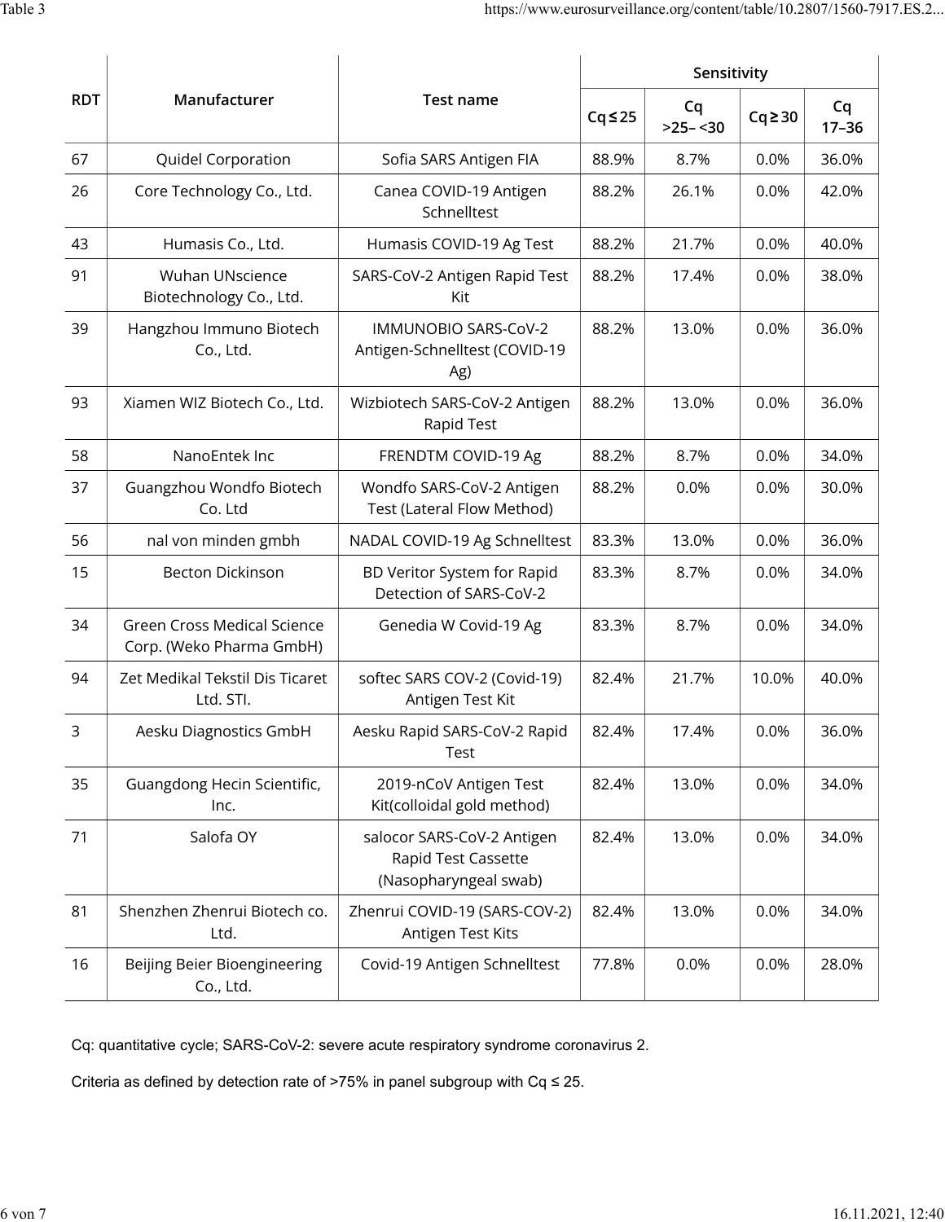| RDT | Manufacturer | Test name | Sensitivity | | | |
|---|---|---|---|---|---|---|
| | | | Cq ≤ 25 | Cq >25– <30 | Cq ≥ 30 | Cq 17–36 |
| 67 | Quidel Corporation | Sofia SARS Antigen FIA | 88.9% | 8.7% | 0.0% | 36.0% |
| 26 | Core Technology Co., Ltd. | Canea COVID-19 Antigen Schnelltest | 88.2% | 26.1% | 0.0% | 42.0% |
| 43 | Humasis Co., Ltd. | Humasis COVID-19 Ag Test | 88.2% | 21.7% | 0.0% | 40.0% |
| 91 | Wuhan UNscience Biotechnology Co., Ltd. | SARS-CoV-2 Antigen Rapid Test Kit | 88.2% | 17.4% | 0.0% | 38.0% |
| 39 | Hangzhou Immuno Biotech Co., Ltd. | IMMUNOBIO SARS-CoV-2 Antigen-Schnelltest (COVID-19 Ag) | 88.2% | 13.0% | 0.0% | 36.0% |
| 93 | Xiamen WIZ Biotech Co., Ltd. | Wizbiotech SARS-CoV-2 Antigen Rapid Test | 88.2% | 13.0% | 0.0% | 36.0% |
| 58 | NanoEntek Inc | FRENDTM COVID-19 Ag | 88.2% | 8.7% | 0.0% | 34.0% |
| 37 | Guangzhou Wondfo Biotech Co. Ltd | Wondfo SARS-CoV-2 Antigen Test (Lateral Flow Method) | 88.2% | 0.0% | 0.0% | 30.0% |
| 56 | nal von minden gmbh | NADAL COVID-19 Ag Schnelltest | 83.3% | 13.0% | 0.0% | 36.0% |
| 15 | Becton Dickinson | BD Veritor System for Rapid Detection of SARS-CoV-2 | 83.3% | 8.7% | 0.0% | 34.0% |
| 34 | Green Cross Medical Science Corp. (Weko Pharma GmbH) | Genedia W Covid-19 Ag | 83.3% | 8.7% | 0.0% | 34.0% |
| 94 | Zet Medikal Tekstil Dis Ticaret Ltd. STI. | softec SARS COV-2 (Covid-19) Antigen Test Kit | 82.4% | 21.7% | 10.0% | 40.0% |
| 3 | Aesku Diagnostics GmbH | Aesku Rapid SARS-CoV-2 Rapid Test | 82.4% | 17.4% | 0.0% | 36.0% |
| 35 | Guangdong Hecin Scientific, Inc. | 2019-nCoV Antigen Test Kit(colloidal gold method) | 82.4% | 13.0% | 0.0% | 34.0% |
| 71 | Salofa OY | salocor SARS-CoV-2 Antigen Rapid Test Cassette (Nasopharyngeal swab) | 82.4% | 13.0% | 0.0% | 34.0% |
| 81 | Shenzhen Zhenrui Biotech co. Ltd. | Zhenrui COVID-19 (SARS-COV-2) Antigen Test Kits | 82.4% | 13.0% | 0.0% | 34.0% |
| 16 | Beijing Beier Bioengineering Co., Ltd. | Covid-19 Antigen Schnelltest | 77.8% | 0.0% | 0.0% | 28.0% |

Cq: quantitative cycle; SARS-CoV-2: severe acute respiratory syndrome coronavirus 2.

Criteria as defined by detection rate of >75% in panel subgroup with Cq ≤ 25.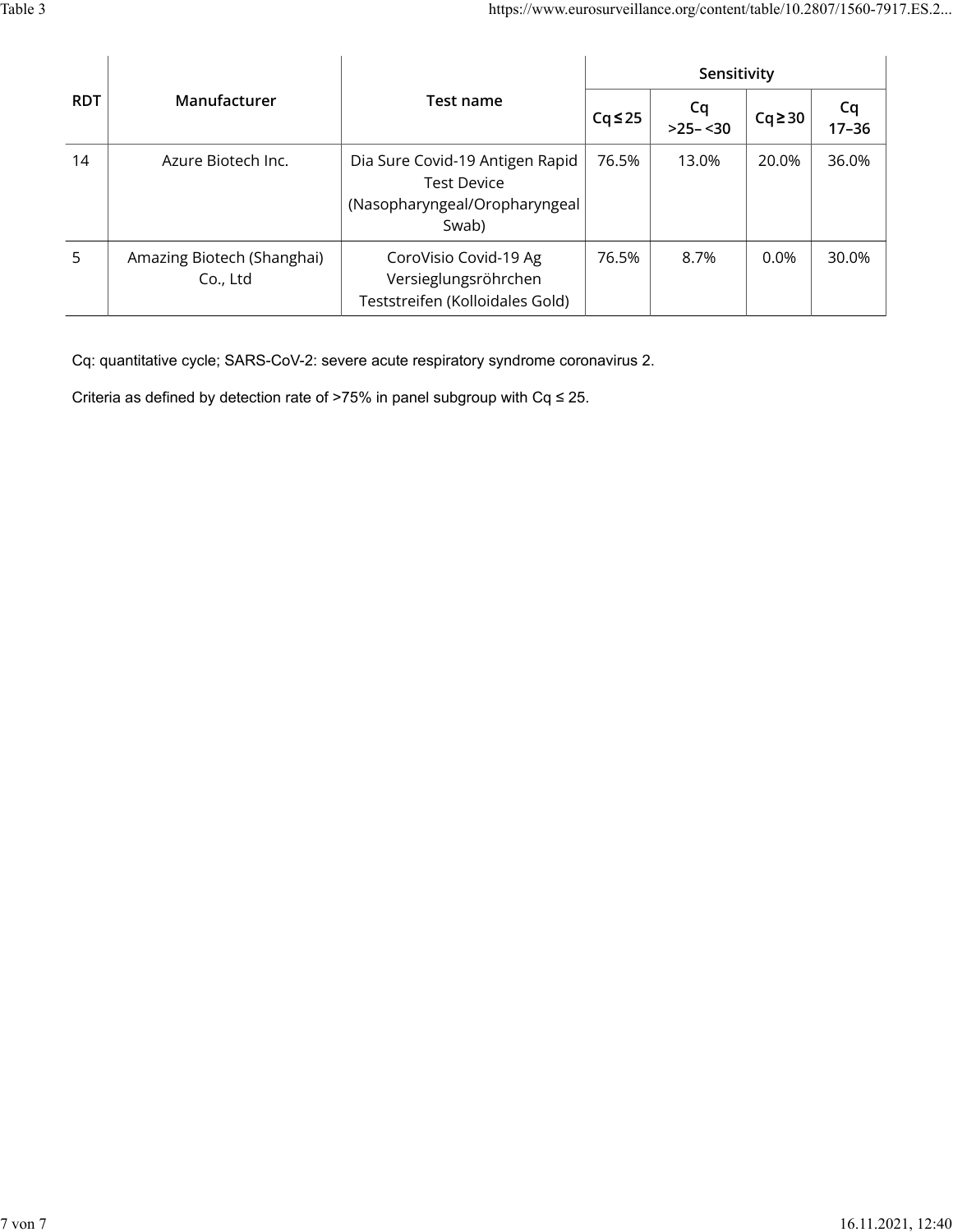| RDT | Manufacturer | Test name | Sensitivity | | | |
|---|---|---|---|---|---|---|
| | | | Cq ≤ 25 | Cq >25– <30 | Cq ≥ 30 | Cq 17–36 |
| 14 | Azure Biotech Inc. | Dia Sure Covid-19 Antigen Rapid Test Device (Nasopharyngeal/Oropharyngeal Swab) | 76.5% | 13.0% | 20.0% | 36.0% |
| 5 | Amazing Biotech (Shanghai) Co., Ltd | CoroVisio Covid-19 Ag Versieglungsröhrchen Teststreifen (Kolloidales Gold) | 76.5% | 8.7% | 0.0% | 30.0% |

Cq: quantitative cycle; SARS-CoV-2: severe acute respiratory syndrome coronavirus 2.

Criteria as defined by detection rate of >75% in panel subgroup with Cq ≤ 25.